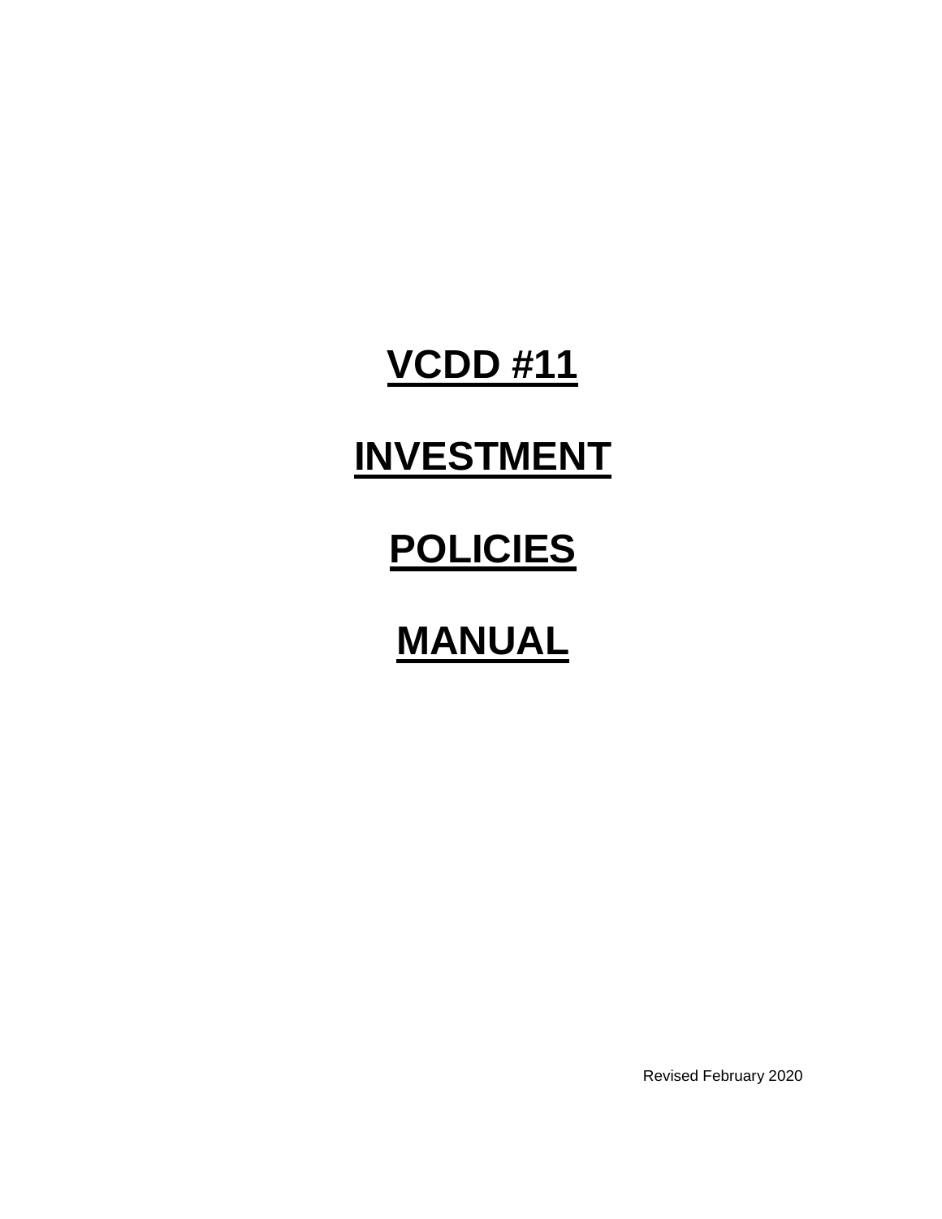# VCDD #11

# INVESTMENT

# POLICIES

# MANUAL

Revised February 2020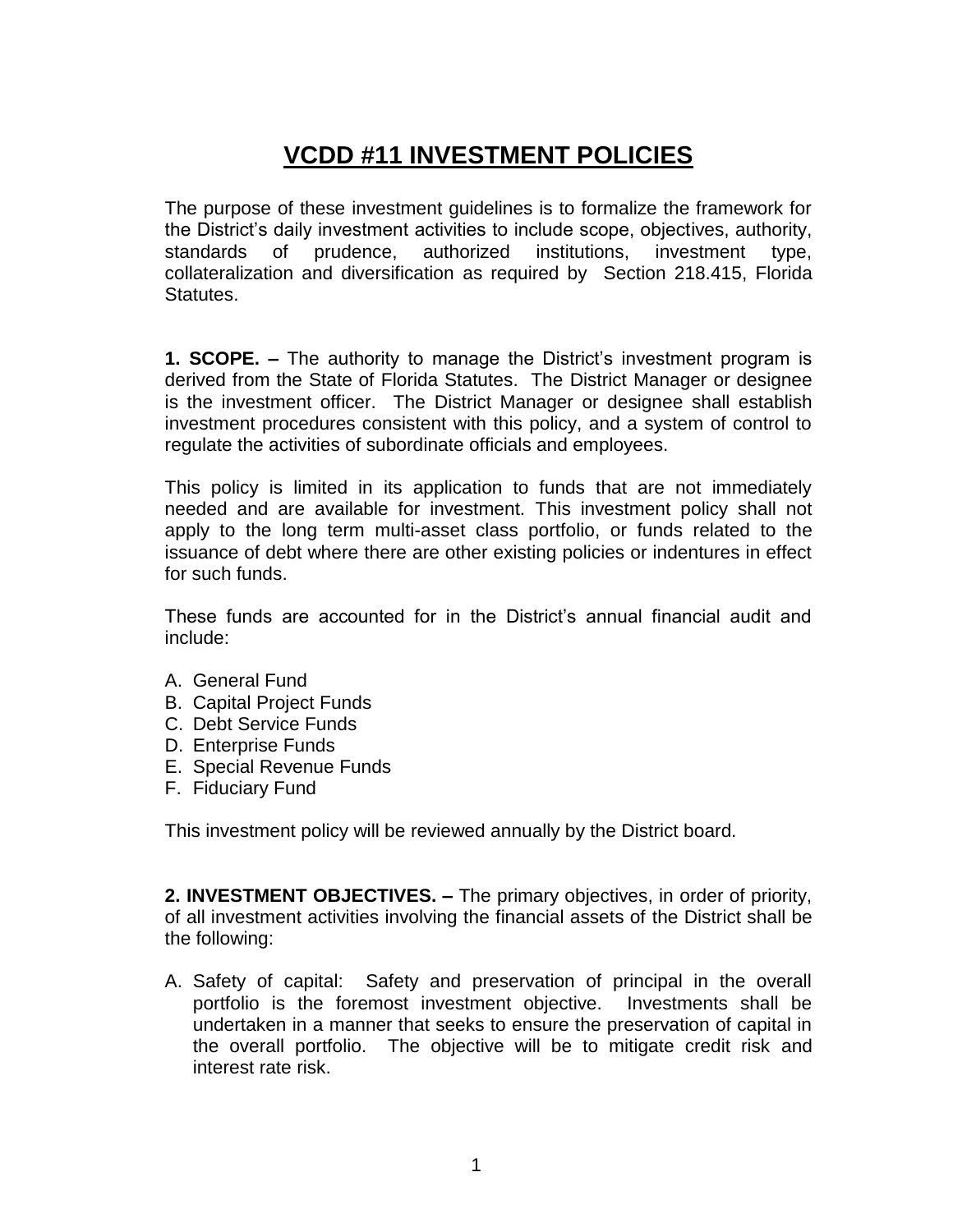# VCDD #11 INVESTMENT POLICIES

The purpose of these investment guidelines is to formalize the framework for the District's daily investment activities to include scope, objectives, authority, standards of prudence, authorized institutions, investment type, collateralization and diversification as required by Section 218.415, Florida Statutes.

**1. SCOPE. –** The authority to manage the District's investment program is derived from the State of Florida Statutes. The District Manager or designee is the investment officer. The District Manager or designee shall establish investment procedures consistent with this policy, and a system of control to regulate the activities of subordinate officials and employees.

This policy is limited in its application to funds that are not immediately needed and are available for investment. This investment policy shall not apply to the long term multi-asset class portfolio, or funds related to the issuance of debt where there are other existing policies or indentures in effect for such funds.

These funds are accounted for in the District's annual financial audit and include:

A. General Fund
B. Capital Project Funds
C. Debt Service Funds
D. Enterprise Funds
E. Special Revenue Funds
F. Fiduciary Fund

This investment policy will be reviewed annually by the District board.

**2. INVESTMENT OBJECTIVES. –** The primary objectives, in order of priority, of all investment activities involving the financial assets of the District shall be the following:

A. Safety of capital: Safety and preservation of principal in the overall portfolio is the foremost investment objective. Investments shall be undertaken in a manner that seeks to ensure the preservation of capital in the overall portfolio. The objective will be to mitigate credit risk and interest rate risk.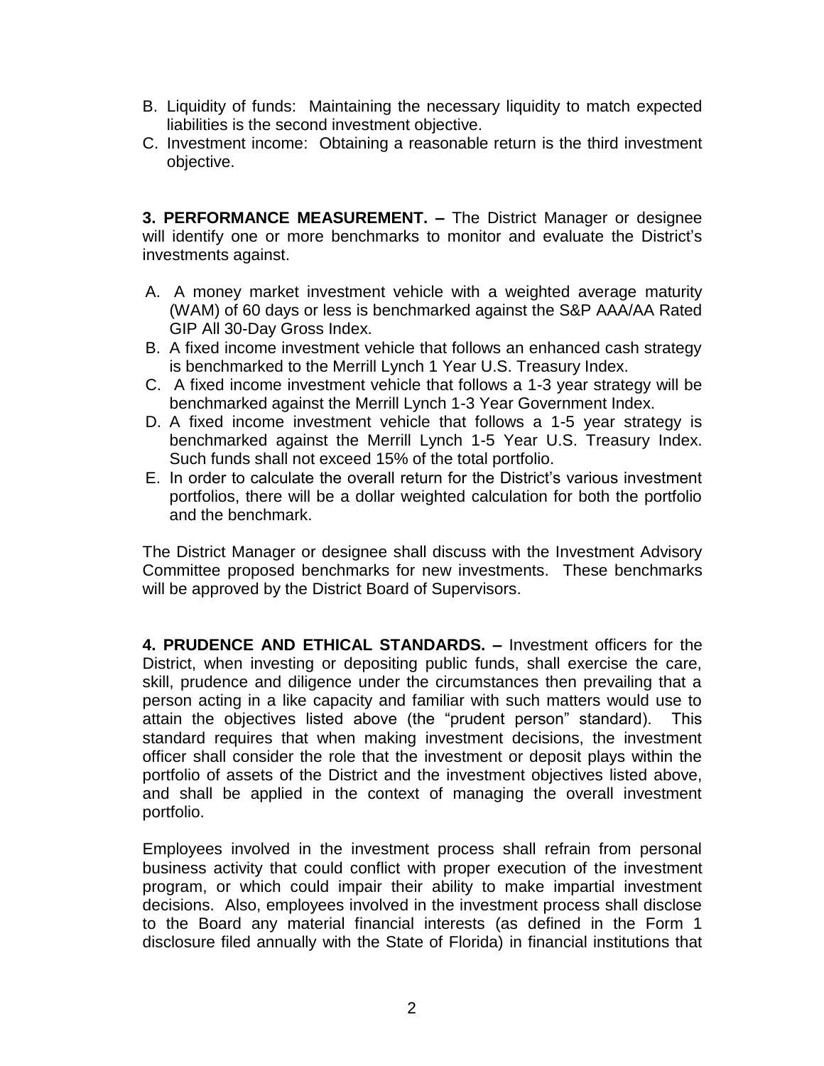B. Liquidity of funds: Maintaining the necessary liquidity to match expected liabilities is the second investment objective.
C. Investment income: Obtaining a reasonable return is the third investment objective.

**3. PERFORMANCE MEASUREMENT. –** The District Manager or designee will identify one or more benchmarks to monitor and evaluate the District's investments against.

A. A money market investment vehicle with a weighted average maturity (WAM) of 60 days or less is benchmarked against the S&P AAA/AA Rated GIP All 30-Day Gross Index.
B. A fixed income investment vehicle that follows an enhanced cash strategy is benchmarked to the Merrill Lynch 1 Year U.S. Treasury Index.
C. A fixed income investment vehicle that follows a 1-3 year strategy will be benchmarked against the Merrill Lynch 1-3 Year Government Index.
D. A fixed income investment vehicle that follows a 1-5 year strategy is benchmarked against the Merrill Lynch 1-5 Year U.S. Treasury Index. Such funds shall not exceed 15% of the total portfolio.
E. In order to calculate the overall return for the District's various investment portfolios, there will be a dollar weighted calculation for both the portfolio and the benchmark.

The District Manager or designee shall discuss with the Investment Advisory Committee proposed benchmarks for new investments. These benchmarks will be approved by the District Board of Supervisors.

**4. PRUDENCE AND ETHICAL STANDARDS. –** Investment officers for the District, when investing or depositing public funds, shall exercise the care, skill, prudence and diligence under the circumstances then prevailing that a person acting in a like capacity and familiar with such matters would use to attain the objectives listed above (the "prudent person" standard). This standard requires that when making investment decisions, the investment officer shall consider the role that the investment or deposit plays within the portfolio of assets of the District and the investment objectives listed above, and shall be applied in the context of managing the overall investment portfolio.

Employees involved in the investment process shall refrain from personal business activity that could conflict with proper execution of the investment program, or which could impair their ability to make impartial investment decisions. Also, employees involved in the investment process shall disclose to the Board any material financial interests (as defined in the Form 1 disclosure filed annually with the State of Florida) in financial institutions that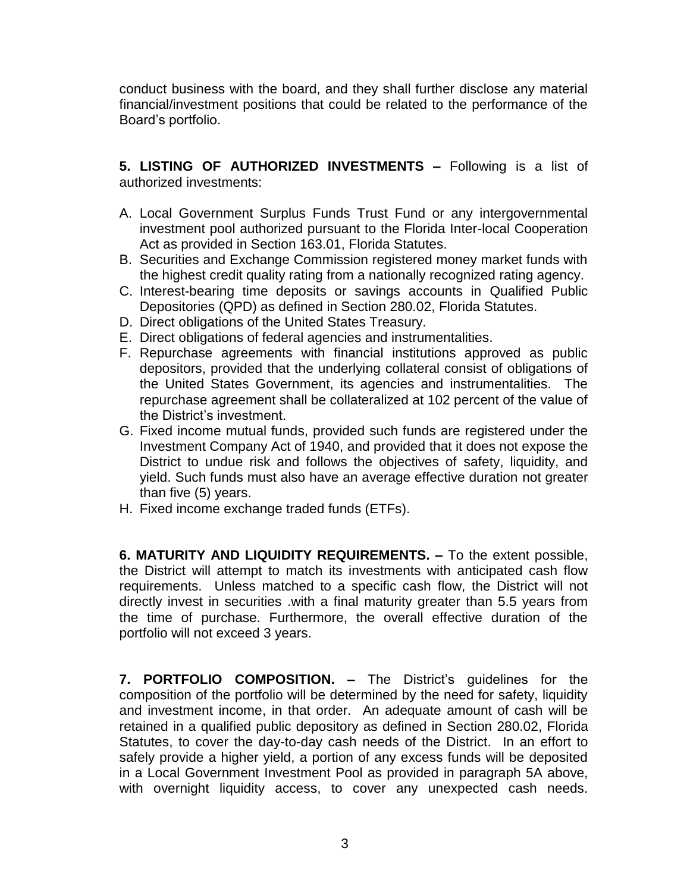conduct business with the board, and they shall further disclose any material financial/investment positions that could be related to the performance of the Board's portfolio.

**5. LISTING OF AUTHORIZED INVESTMENTS –** Following is a list of authorized investments:

A. Local Government Surplus Funds Trust Fund or any intergovernmental investment pool authorized pursuant to the Florida Inter-local Cooperation Act as provided in Section 163.01, Florida Statutes.
B. Securities and Exchange Commission registered money market funds with the highest credit quality rating from a nationally recognized rating agency.
C. Interest-bearing time deposits or savings accounts in Qualified Public Depositories (QPD) as defined in Section 280.02, Florida Statutes.
D. Direct obligations of the United States Treasury.
E. Direct obligations of federal agencies and instrumentalities.
F. Repurchase agreements with financial institutions approved as public depositors, provided that the underlying collateral consist of obligations of the United States Government, its agencies and instrumentalities. The repurchase agreement shall be collateralized at 102 percent of the value of the District's investment.
G. Fixed income mutual funds, provided such funds are registered under the Investment Company Act of 1940, and provided that it does not expose the District to undue risk and follows the objectives of safety, liquidity, and yield. Such funds must also have an average effective duration not greater than five (5) years.
H. Fixed income exchange traded funds (ETFs).

**6. MATURITY AND LIQUIDITY REQUIREMENTS. –** To the extent possible, the District will attempt to match its investments with anticipated cash flow requirements. Unless matched to a specific cash flow, the District will not directly invest in securities .with a final maturity greater than 5.5 years from the time of purchase. Furthermore, the overall effective duration of the portfolio will not exceed 3 years.

**7. PORTFOLIO COMPOSITION. –** The District's guidelines for the composition of the portfolio will be determined by the need for safety, liquidity and investment income, in that order. An adequate amount of cash will be retained in a qualified public depository as defined in Section 280.02, Florida Statutes, to cover the day-to-day cash needs of the District. In an effort to safely provide a higher yield, a portion of any excess funds will be deposited in a Local Government Investment Pool as provided in paragraph 5A above, with overnight liquidity access, to cover any unexpected cash needs.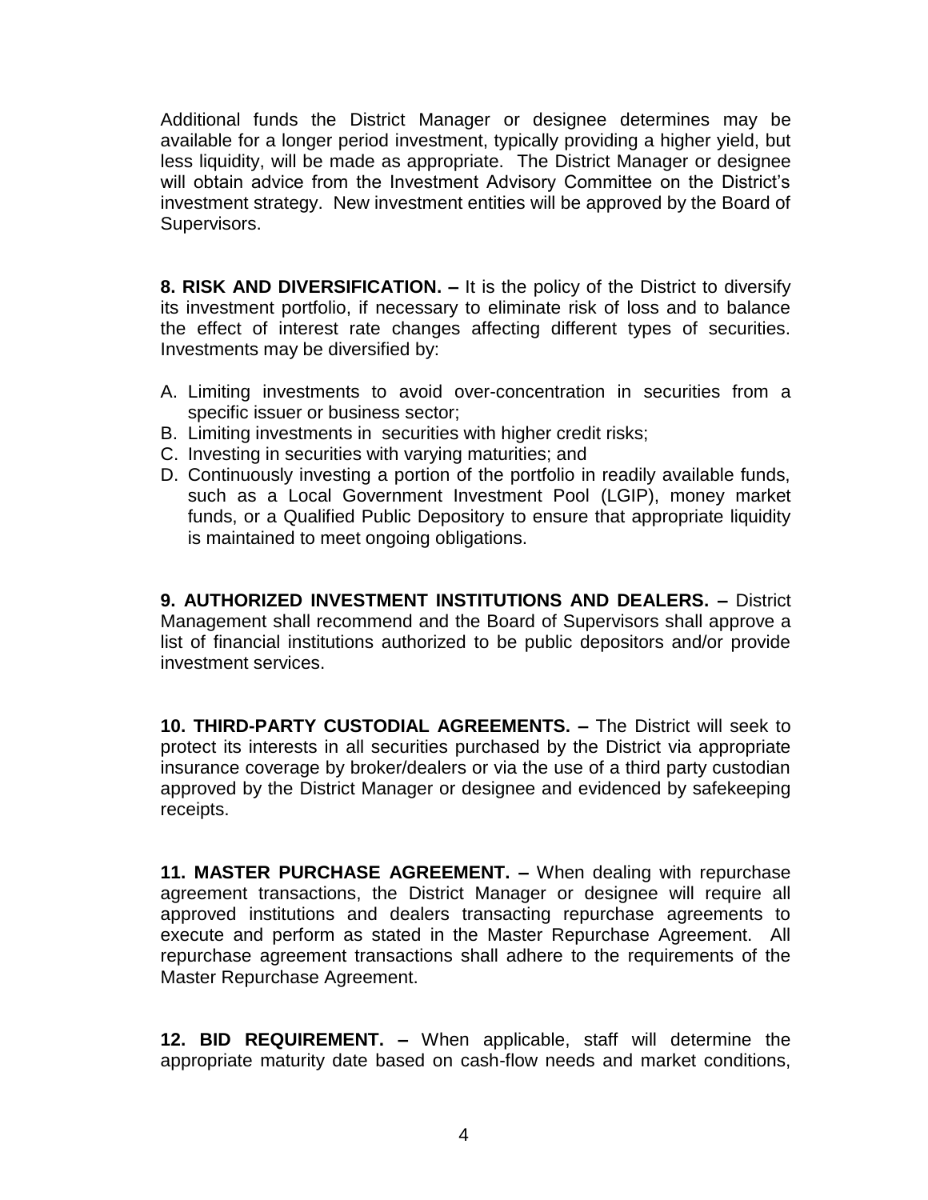Additional funds the District Manager or designee determines may be available for a longer period investment, typically providing a higher yield, but less liquidity, will be made as appropriate. The District Manager or designee will obtain advice from the Investment Advisory Committee on the District's investment strategy. New investment entities will be approved by the Board of Supervisors.

**8. RISK AND DIVERSIFICATION. –** It is the policy of the District to diversify its investment portfolio, if necessary to eliminate risk of loss and to balance the effect of interest rate changes affecting different types of securities. Investments may be diversified by:

A. Limiting investments to avoid over-concentration in securities from a specific issuer or business sector;
B. Limiting investments in securities with higher credit risks;
C. Investing in securities with varying maturities; and
D. Continuously investing a portion of the portfolio in readily available funds, such as a Local Government Investment Pool (LGIP), money market funds, or a Qualified Public Depository to ensure that appropriate liquidity is maintained to meet ongoing obligations.

**9. AUTHORIZED INVESTMENT INSTITUTIONS AND DEALERS. –** District Management shall recommend and the Board of Supervisors shall approve a list of financial institutions authorized to be public depositors and/or provide investment services.

**10. THIRD-PARTY CUSTODIAL AGREEMENTS. –** The District will seek to protect its interests in all securities purchased by the District via appropriate insurance coverage by broker/dealers or via the use of a third party custodian approved by the District Manager or designee and evidenced by safekeeping receipts.

**11. MASTER PURCHASE AGREEMENT. –** When dealing with repurchase agreement transactions, the District Manager or designee will require all approved institutions and dealers transacting repurchase agreements to execute and perform as stated in the Master Repurchase Agreement. All repurchase agreement transactions shall adhere to the requirements of the Master Repurchase Agreement.

**12. BID REQUIREMENT. –** When applicable, staff will determine the appropriate maturity date based on cash-flow needs and market conditions,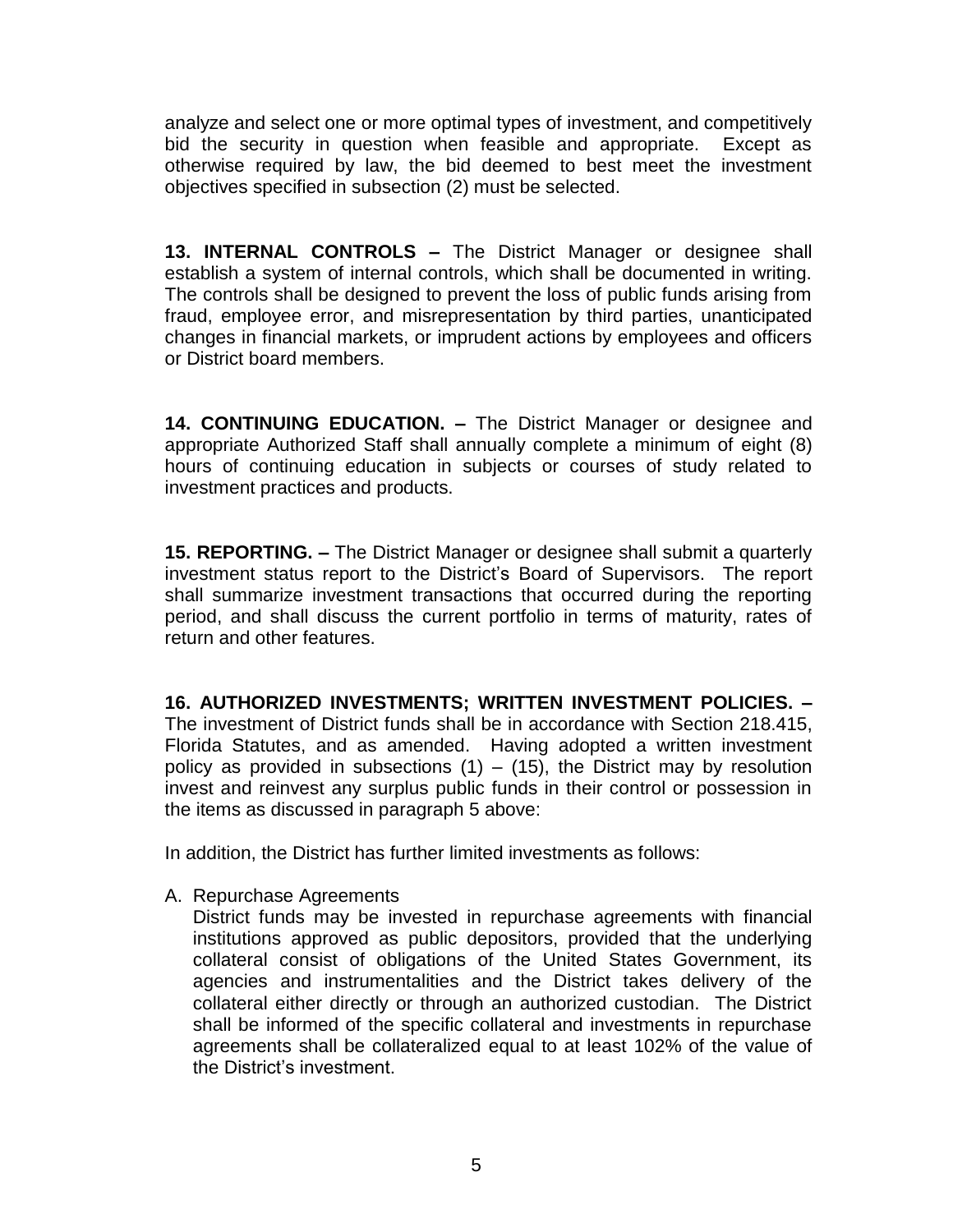analyze and select one or more optimal types of investment, and competitively bid the security in question when feasible and appropriate. Except as otherwise required by law, the bid deemed to best meet the investment objectives specified in subsection (2) must be selected.

**13. INTERNAL CONTROLS –** The District Manager or designee shall establish a system of internal controls, which shall be documented in writing. The controls shall be designed to prevent the loss of public funds arising from fraud, employee error, and misrepresentation by third parties, unanticipated changes in financial markets, or imprudent actions by employees and officers or District board members.

**14. CONTINUING EDUCATION. –** The District Manager or designee and appropriate Authorized Staff shall annually complete a minimum of eight (8) hours of continuing education in subjects or courses of study related to investment practices and products.

**15. REPORTING. –** The District Manager or designee shall submit a quarterly investment status report to the District's Board of Supervisors. The report shall summarize investment transactions that occurred during the reporting period, and shall discuss the current portfolio in terms of maturity, rates of return and other features.

**16. AUTHORIZED INVESTMENTS; WRITTEN INVESTMENT POLICIES. –** The investment of District funds shall be in accordance with Section 218.415, Florida Statutes, and as amended. Having adopted a written investment policy as provided in subsections (1) – (15), the District may by resolution invest and reinvest any surplus public funds in their control or possession in the items as discussed in paragraph 5 above:

In addition, the District has further limited investments as follows:

A. Repurchase Agreements
   District funds may be invested in repurchase agreements with financial institutions approved as public depositors, provided that the underlying collateral consist of obligations of the United States Government, its agencies and instrumentalities and the District takes delivery of the collateral either directly or through an authorized custodian. The District shall be informed of the specific collateral and investments in repurchase agreements shall be collateralized equal to at least 102% of the value of the District's investment.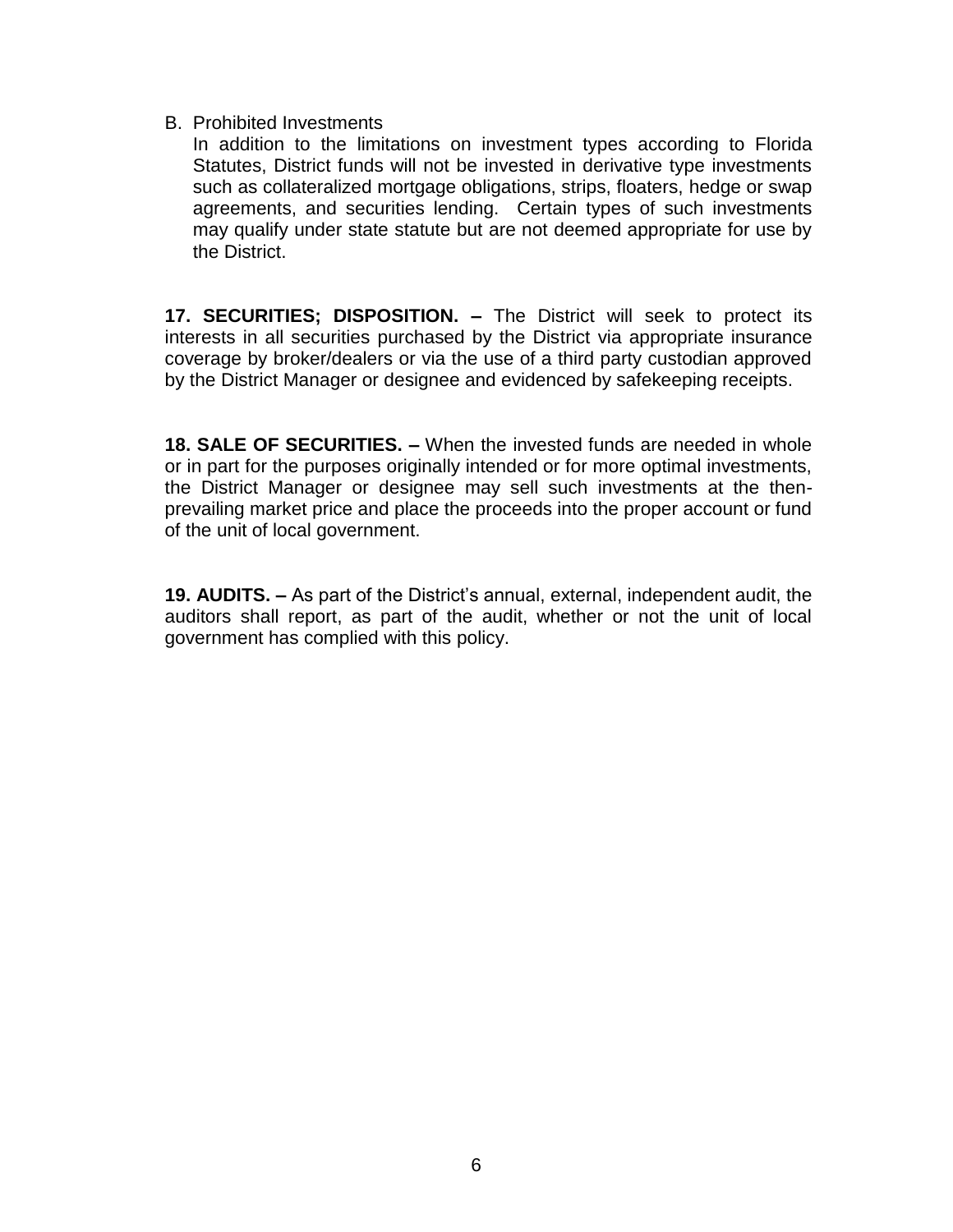B. Prohibited Investments

   In addition to the limitations on investment types according to Florida Statutes, District funds will not be invested in derivative type investments such as collateralized mortgage obligations, strips, floaters, hedge or swap agreements, and securities lending. Certain types of such investments may qualify under state statute but are not deemed appropriate for use by the District.

**17. SECURITIES; DISPOSITION. –** The District will seek to protect its interests in all securities purchased by the District via appropriate insurance coverage by broker/dealers or via the use of a third party custodian approved by the District Manager or designee and evidenced by safekeeping receipts.

**18. SALE OF SECURITIES. –** When the invested funds are needed in whole or in part for the purposes originally intended or for more optimal investments, the District Manager or designee may sell such investments at the then-prevailing market price and place the proceeds into the proper account or fund of the unit of local government.

**19. AUDITS. –** As part of the District's annual, external, independent audit, the auditors shall report, as part of the audit, whether or not the unit of local government has complied with this policy.